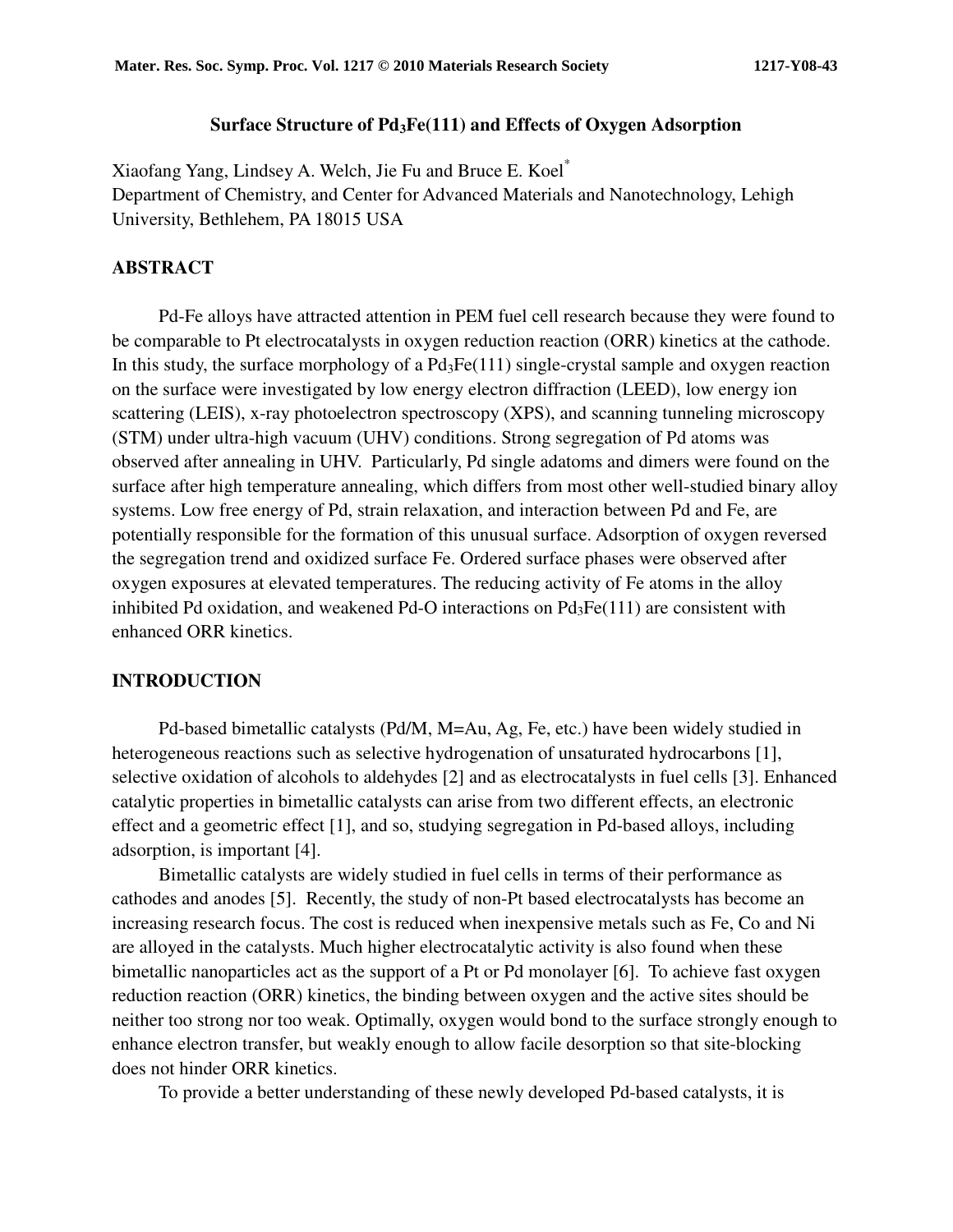# Surface Structure of $Pd_3Fe(111)$ and Effects of Oxygen Adsorption

Xiaofang Yang, Lindsey A. Welch, Jie Fu and Bruce E. Koel[*]

Department of Chemistry, and Center for Advanced Materials and Nanotechnology, Lehigh University, Bethlehem, PA 18015 USA

## ABSTRACT

Pd-Fe alloys have attracted attention in PEM fuel cell research because they were found to be comparable to Pt electrocatalysts in oxygen reduction reaction (ORR) kinetics at the cathode. In this study, the surface morphology of a $Pd_3Fe(111)$ single-crystal sample and oxygen reaction on the surface were investigated by low energy electron diffraction (LEED), low energy ion scattering (LEIS), x-ray photoelectron spectroscopy (XPS), and scanning tunneling microscopy (STM) under ultra-high vacuum (UHV) conditions. Strong segregation of Pd atoms was observed after annealing in UHV. Particularly, Pd single adatoms and dimers were found on the surface after high temperature annealing, which differs from most other well-studied binary alloy systems. Low free energy of Pd, strain relaxation, and interaction between Pd and Fe, are potentially responsible for the formation of this unusual surface. Adsorption of oxygen reversed the segregation trend and oxidized surface Fe. Ordered surface phases were observed after oxygen exposures at elevated temperatures. The reducing activity of Fe atoms in the alloy inhibited Pd oxidation, and weakened Pd-O interactions on $Pd_3Fe(111)$ are consistent with enhanced ORR kinetics.

## INTRODUCTION

Pd-based bimetallic catalysts (Pd/M, M=Au, Ag, Fe, etc.) have been widely studied in heterogeneous reactions such as selective hydrogenation of unsaturated hydrocarbons [1], selective oxidation of alcohols to aldehydes [2] and as electrocatalysts in fuel cells [3]. Enhanced catalytic properties in bimetallic catalysts can arise from two different effects, an electronic effect and a geometric effect [1], and so, studying segregation in Pd-based alloys, including adsorption, is important [4].

Bimetallic catalysts are widely studied in fuel cells in terms of their performance as cathodes and anodes [5]. Recently, the study of non-Pt based electrocatalysts has become an increasing research focus. The cost is reduced when inexpensive metals such as Fe, Co and Ni are alloyed in the catalysts. Much higher electrocatalytic activity is also found when these bimetallic nanoparticles act as the support of a Pt or Pd monolayer [6]. To achieve fast oxygen reduction reaction (ORR) kinetics, the binding between oxygen and the active sites should be neither too strong nor too weak. Optimally, oxygen would bond to the surface strongly enough to enhance electron transfer, but weakly enough to allow facile desorption so that site-blocking does not hinder ORR kinetics.

To provide a better understanding of these newly developed Pd-based catalysts, it is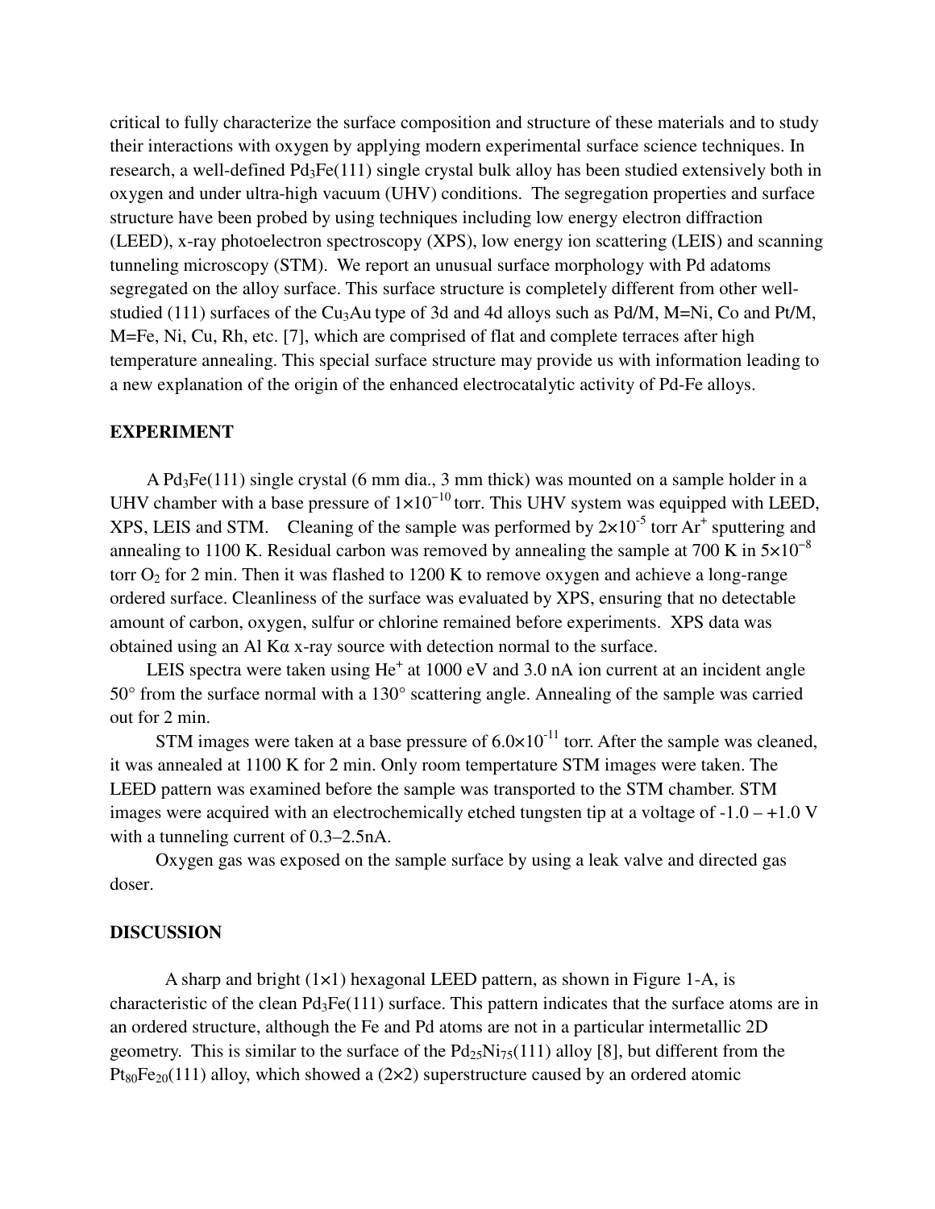critical to fully characterize the surface composition and structure of these materials and to study their interactions with oxygen by applying modern experimental surface science techniques. In research, a well-defined $Pd_3Fe(111)$ single crystal bulk alloy has been studied extensively both in oxygen and under ultra-high vacuum (UHV) conditions. The segregation properties and surface structure have been probed by using techniques including low energy electron diffraction (LEED), x-ray photoelectron spectroscopy (XPS), low energy ion scattering (LEIS) and scanning tunneling microscopy (STM). We report an unusual surface morphology with Pd adatoms segregated on the alloy surface. This surface structure is completely different from other well-studied (111) surfaces of the $Cu_3Au$ type of 3d and 4d alloys such as Pd/M, M=Ni, Co and Pt/M, M=Fe, Ni, Cu, Rh, etc. [7], which are comprised of flat and complete terraces after high temperature annealing. This special surface structure may provide us with information leading to a new explanation of the origin of the enhanced electrocatalytic activity of Pd-Fe alloys.

## EXPERIMENT

A $Pd_3Fe(111)$ single crystal (6 mm dia., 3 mm thick) was mounted on a sample holder in a UHV chamber with a base pressure of $1\times10^{-10}$ torr. This UHV system was equipped with LEED, XPS, LEIS and STM. Cleaning of the sample was performed by $2\times10^{-5}$ torr $Ar^+$ sputtering and annealing to 1100 K. Residual carbon was removed by annealing the sample at 700 K in $5\times10^{-8}$ torr $O_2$ for 2 min. Then it was flashed to 1200 K to remove oxygen and achieve a long-range ordered surface. Cleanliness of the surface was evaluated by XPS, ensuring that no detectable amount of carbon, oxygen, sulfur or chlorine remained before experiments. XPS data was obtained using an Al Kα x-ray source with detection normal to the surface.

LEIS spectra were taken using $He^+$ at 1000 eV and 3.0 nA ion current at an incident angle 50° from the surface normal with a 130° scattering angle. Annealing of the sample was carried out for 2 min.

STM images were taken at a base pressure of $6.0\times10^{-11}$ torr. After the sample was cleaned, it was annealed at 1100 K for 2 min. Only room tempertature STM images were taken. The LEED pattern was examined before the sample was transported to the STM chamber. STM images were acquired with an electrochemically etched tungsten tip at a voltage of -1.0 – +1.0 V with a tunneling current of 0.3–2.5nA.

Oxygen gas was exposed on the sample surface by using a leak valve and directed gas doser.

## DISCUSSION

A sharp and bright (1×1) hexagonal LEED pattern, as shown in Figure 1-A, is characteristic of the clean $Pd_3Fe(111)$ surface. This pattern indicates that the surface atoms are in an ordered structure, although the Fe and Pd atoms are not in a particular intermetallic 2D geometry. This is similar to the surface of the $Pd_{25}Ni_{75}(111)$ alloy [8], but different from the $Pt_{80}Fe_{20}(111)$ alloy, which showed a (2×2) superstructure caused by an ordered atomic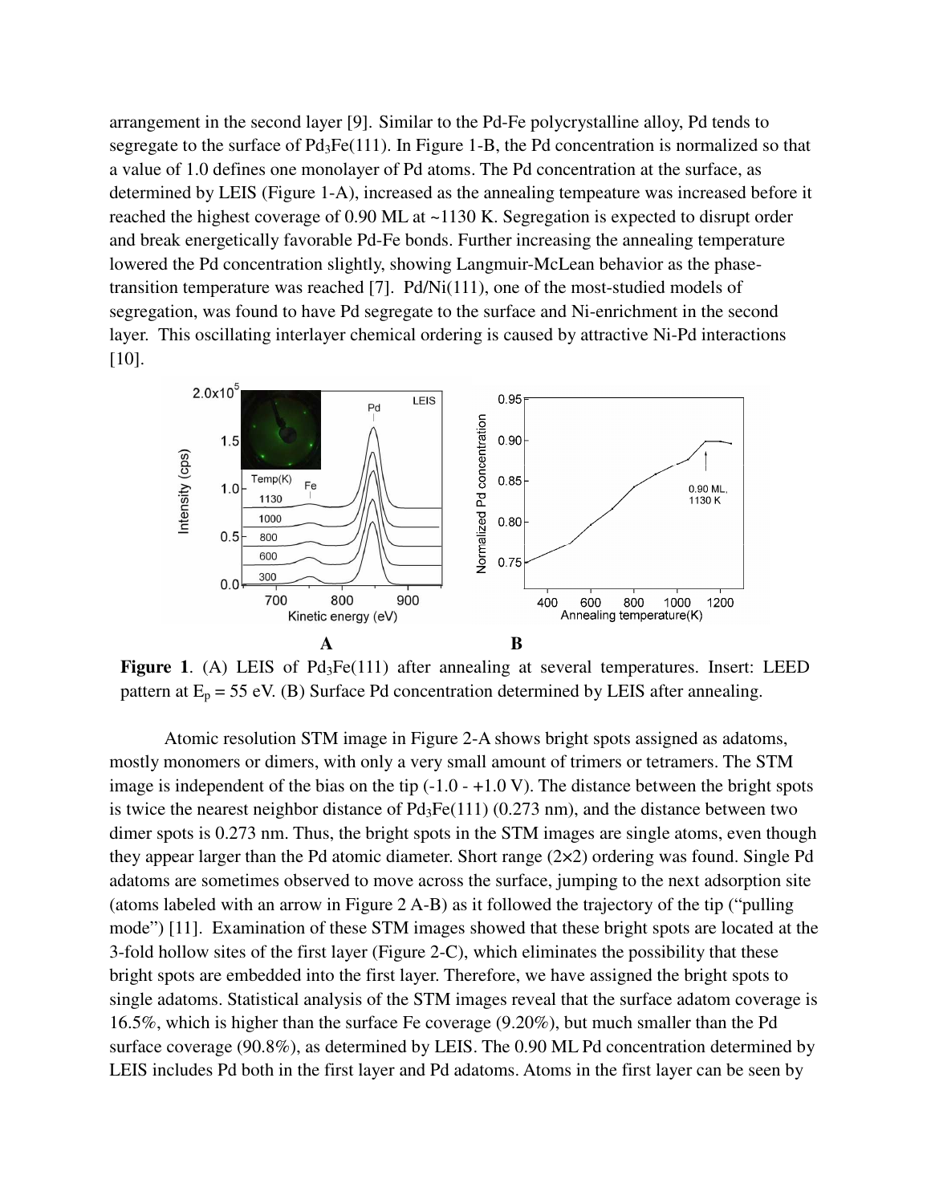arrangement in the second layer [9]. Similar to the Pd-Fe polycrystalline alloy, Pd tends to segregate to the surface of $Pd_3Fe(111)$. In Figure 1-B, the Pd concentration is normalized so that a value of 1.0 defines one monolayer of Pd atoms. The Pd concentration at the surface, as determined by LEIS (Figure 1-A), increased as the annealing tempeature was increased before it reached the highest coverage of 0.90 ML at ~1130 K. Segregation is expected to disrupt order and break energetically favorable Pd-Fe bonds. Further increasing the annealing temperature lowered the Pd concentration slightly, showing Langmuir-McLean behavior as the phase-transition temperature was reached [7]. Pd/Ni(111), one of the most-studied models of segregation, was found to have Pd segregate to the surface and Ni-enrichment in the second layer. This oscillating interlayer chemical ordering is caused by attractive Ni-Pd interactions [10].

**Figure 1**. (A) LEIS of $Pd_3Fe(111)$ after annealing at several temperatures. Insert: LEED pattern at $E_p$ = 55 eV. (B) Surface Pd concentration determined by LEIS after annealing.

Atomic resolution STM image in Figure 2-A shows bright spots assigned as adatoms, mostly monomers or dimers, with only a very small amount of trimers or tetramers. The STM image is independent of the bias on the tip (-1.0 - +1.0 V). The distance between the bright spots is twice the nearest neighbor distance of $Pd_3Fe(111)$ (0.273 nm), and the distance between two dimer spots is 0.273 nm. Thus, the bright spots in the STM images are single atoms, even though they appear larger than the Pd atomic diameter. Short range (2×2) ordering was found. Single Pd adatoms are sometimes observed to move across the surface, jumping to the next adsorption site (atoms labeled with an arrow in Figure 2 A-B) as it followed the trajectory of the tip ("pulling mode") [11]. Examination of these STM images showed that these bright spots are located at the 3-fold hollow sites of the first layer (Figure 2-C), which eliminates the possibility that these bright spots are embedded into the first layer. Therefore, we have assigned the bright spots to single adatoms. Statistical analysis of the STM images reveal that the surface adatom coverage is 16.5%, which is higher than the surface Fe coverage (9.20%), but much smaller than the Pd surface coverage (90.8%), as determined by LEIS. The 0.90 ML Pd concentration determined by LEIS includes Pd both in the first layer and Pd adatoms. Atoms in the first layer can be seen by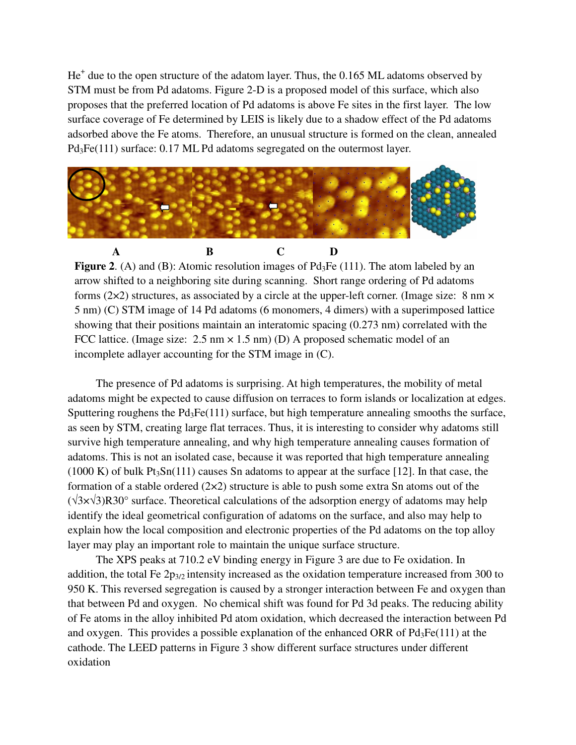He$^+$ due to the open structure of the adatom layer. Thus, the 0.165 ML adatoms observed by STM must be from Pd adatoms. Figure 2-D is a proposed model of this surface, which also proposes that the preferred location of Pd adatoms is above Fe sites in the first layer. The low surface coverage of Fe determined by LEIS is likely due to a shadow effect of the Pd adatoms adsorbed above the Fe atoms. Therefore, an unusual structure is formed on the clean, annealed $Pd_3Fe(111)$ surface: 0.17 ML Pd adatoms segregated on the outermost layer.

**Figure 2**. (A) and (B): Atomic resolution images of $Pd_3Fe$ (111). The atom labeled by an arrow shifted to a neighboring site during scanning. Short range ordering of Pd adatoms forms (2×2) structures, as associated by a circle at the upper-left corner. (Image size: 8 nm × 5 nm) (C) STM image of 14 Pd adatoms (6 monomers, 4 dimers) with a superimposed lattice showing that their positions maintain an interatomic spacing (0.273 nm) correlated with the FCC lattice. (Image size: 2.5 nm × 1.5 nm) (D) A proposed schematic model of an incomplete adlayer accounting for the STM image in (C).

The presence of Pd adatoms is surprising. At high temperatures, the mobility of metal adatoms might be expected to cause diffusion on terraces to form islands or localization at edges. Sputtering roughens the $Pd_3Fe(111)$ surface, but high temperature annealing smooths the surface, as seen by STM, creating large flat terraces. Thus, it is interesting to consider why adatoms still survive high temperature annealing, and why high temperature annealing causes formation of adatoms. This is not an isolated case, because it was reported that high temperature annealing (1000 K) of bulk $Pt_3Sn(111)$ causes Sn adatoms to appear at the surface [12]. In that case, the formation of a stable ordered (2×2) structure is able to push some extra Sn atoms out of the $(\sqrt{3}\times\sqrt{3})R30°$ surface. Theoretical calculations of the adsorption energy of adatoms may help identify the ideal geometrical configuration of adatoms on the surface, and also may help to explain how the local composition and electronic properties of the Pd adatoms on the top alloy layer may play an important role to maintain the unique surface structure.

The XPS peaks at 710.2 eV binding energy in Figure 3 are due to Fe oxidation. In addition, the total Fe $2p_{3/2}$ intensity increased as the oxidation temperature increased from 300 to 950 K. This reversed segregation is caused by a stronger interaction between Fe and oxygen than that between Pd and oxygen. No chemical shift was found for Pd 3d peaks. The reducing ability of Fe atoms in the alloy inhibited Pd atom oxidation, which decreased the interaction between Pd and oxygen. This provides a possible explanation of the enhanced ORR of $Pd_3Fe(111)$ at the cathode. The LEED patterns in Figure 3 show different surface structures under different oxidation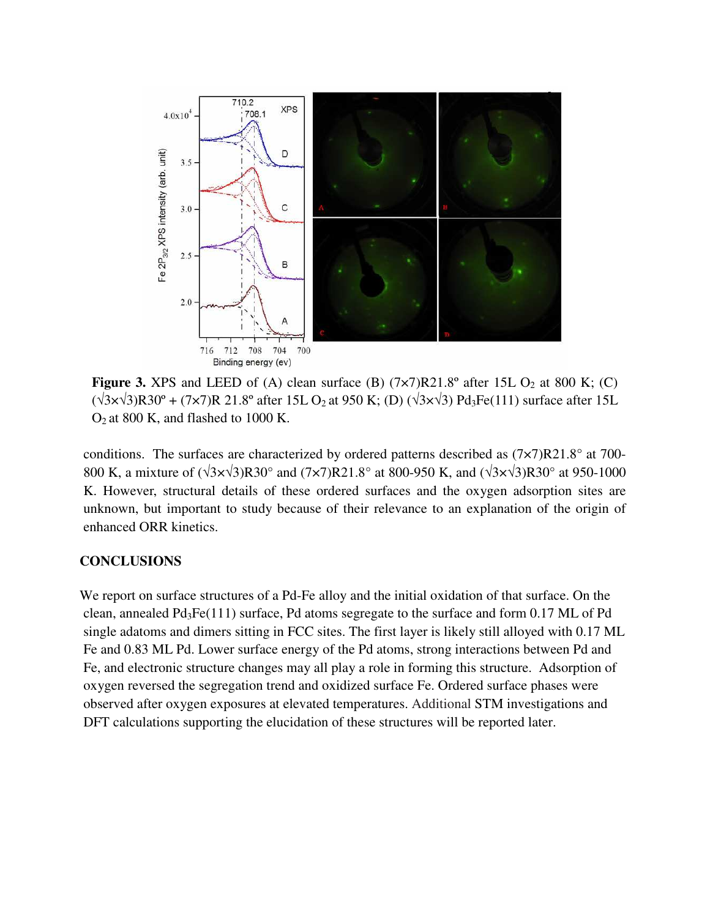**Figure 3.** XPS and LEED of (A) clean surface (B) (7×7)R21.8º after 15L $O_2$ at 800 K; (C) (√3×√3)R30º + (7×7)R 21.8º after 15L $O_2$ at 950 K; (D) (√3×√3) $Pd_3Fe(111)$ surface after 15L $O_2$ at 800 K, and flashed to 1000 K.

conditions. The surfaces are characterized by ordered patterns described as (7×7)R21.8° at 700-800 K, a mixture of (√3×√3)R30° and (7×7)R21.8° at 800-950 K, and (√3×√3)R30° at 950-1000 K. However, structural details of these ordered surfaces and the oxygen adsorption sites are unknown, but important to study because of their relevance to an explanation of the origin of enhanced ORR kinetics.

## CONCLUSIONS

We report on surface structures of a Pd-Fe alloy and the initial oxidation of that surface. On the clean, annealed $Pd_3Fe(111)$ surface, Pd atoms segregate to the surface and form 0.17 ML of Pd single adatoms and dimers sitting in FCC sites. The first layer is likely still alloyed with 0.17 ML Fe and 0.83 ML Pd. Lower surface energy of the Pd atoms, strong interactions between Pd and Fe, and electronic structure changes may all play a role in forming this structure. Adsorption of oxygen reversed the segregation trend and oxidized surface Fe. Ordered surface phases were observed after oxygen exposures at elevated temperatures. Additional STM investigations and DFT calculations supporting the elucidation of these structures will be reported later.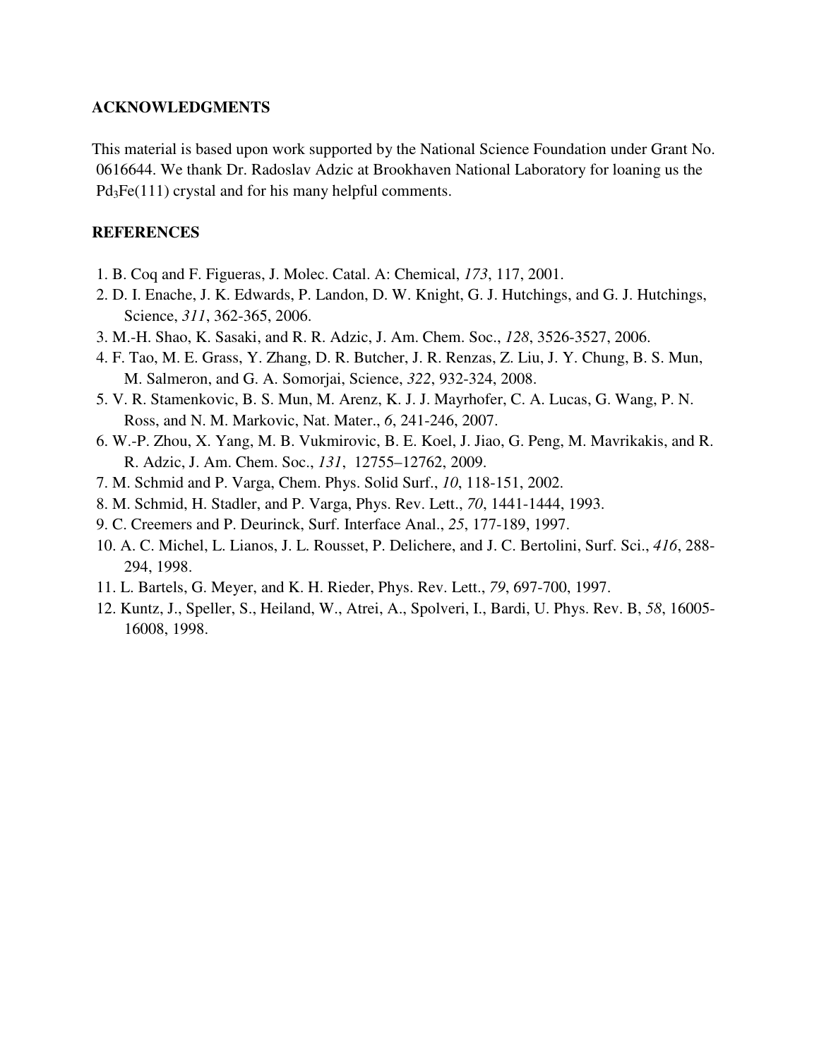## ACKNOWLEDGMENTS

This material is based upon work supported by the National Science Foundation under Grant No. 0616644. We thank Dr. Radoslav Adzic at Brookhaven National Laboratory for loaning us the $Pd_3Fe$(111) crystal and for his many helpful comments.

## REFERENCES

1. B. Coq and F. Figueras, J. Molec. Catal. A: Chemical, *173*, 117, 2001.
2. D. I. Enache, J. K. Edwards, P. Landon, D. W. Knight, G. J. Hutchings, and G. J. Hutchings, Science, *311*, 362-365, 2006.
3. M.-H. Shao, K. Sasaki, and R. R. Adzic, J. Am. Chem. Soc., *128*, 3526-3527, 2006.
4. F. Tao, M. E. Grass, Y. Zhang, D. R. Butcher, J. R. Renzas, Z. Liu, J. Y. Chung, B. S. Mun, M. Salmeron, and G. A. Somorjai, Science, *322*, 932-324, 2008.
5. V. R. Stamenkovic, B. S. Mun, M. Arenz, K. J. J. Mayrhofer, C. A. Lucas, G. Wang, P. N. Ross, and N. M. Markovic, Nat. Mater., *6*, 241-246, 2007.
6. W.-P. Zhou, X. Yang, M. B. Vukmirovic, B. E. Koel, J. Jiao, G. Peng, M. Mavrikakis, and R. R. Adzic, J. Am. Chem. Soc., *131*, 12755–12762, 2009.
7. M. Schmid and P. Varga, Chem. Phys. Solid Surf., *10*, 118-151, 2002.
8. M. Schmid, H. Stadler, and P. Varga, Phys. Rev. Lett., *70*, 1441-1444, 1993.
9. C. Creemers and P. Deurinck, Surf. Interface Anal., *25*, 177-189, 1997.
10. A. C. Michel, L. Lianos, J. L. Rousset, P. Delichere, and J. C. Bertolini, Surf. Sci., *416*, 288-294, 1998.
11. L. Bartels, G. Meyer, and K. H. Rieder, Phys. Rev. Lett., *79*, 697-700, 1997.
12. Kuntz, J., Speller, S., Heiland, W., Atrei, A., Spolveri, I., Bardi, U. Phys. Rev. B, *58*, 16005-16008, 1998.